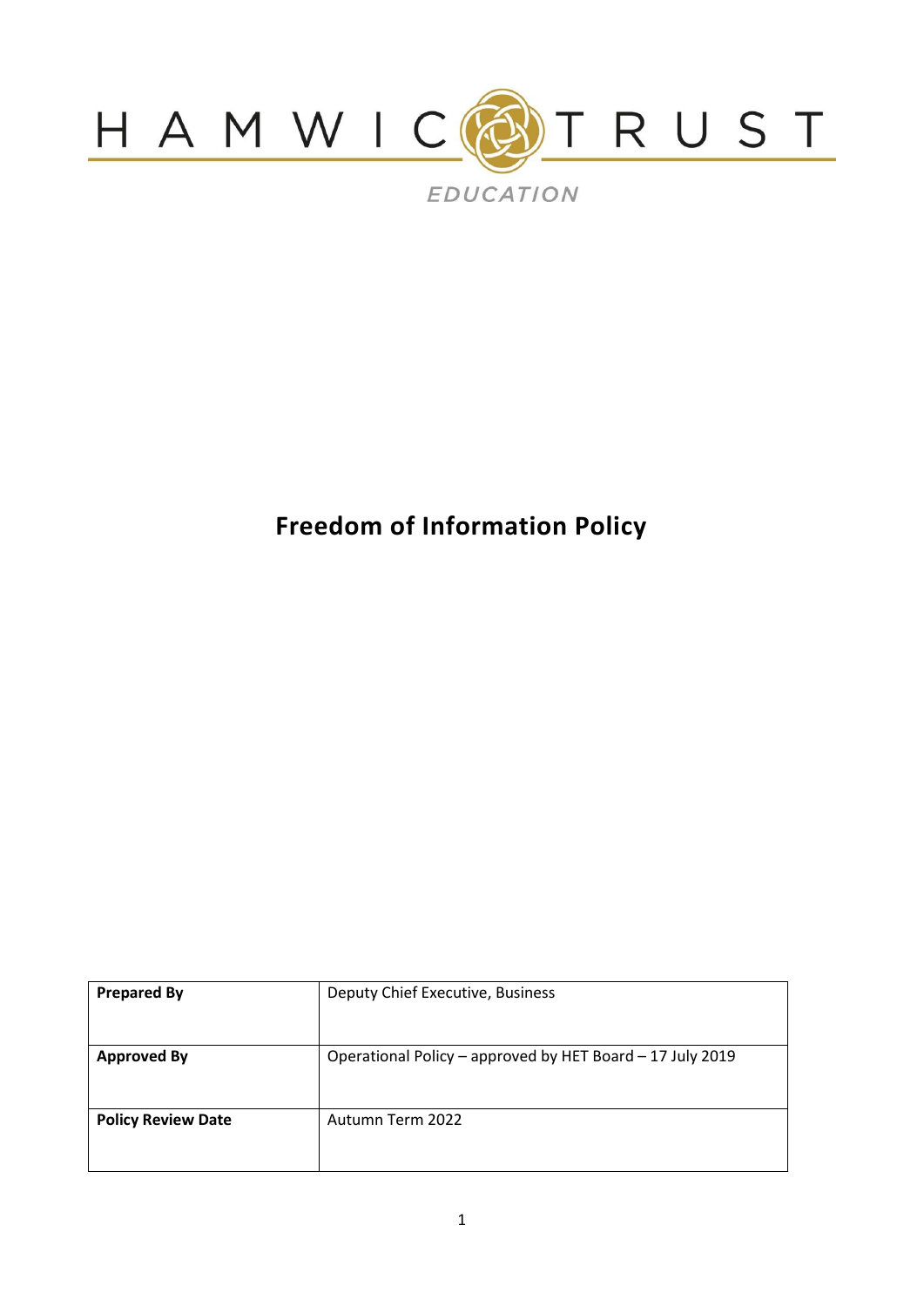HAMWIC TRUST

EDUCATION

# Freedom of Information Policy

| **Prepared By** | Deputy Chief Executive, Business |
| --- | --- |
| **Approved By** | Operational Policy – approved by HET Board – 17 July 2019 |
| **Policy Review Date** | Autumn Term 2022 |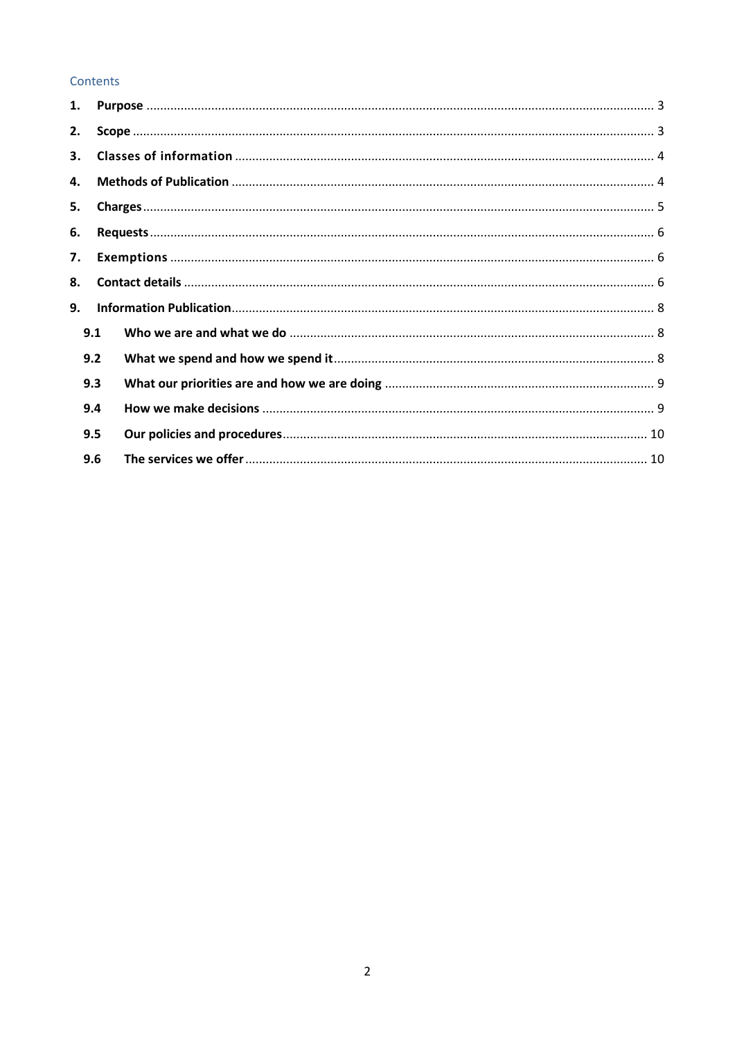## Contents

1. **Purpose** ..................................................................... 3
2. **Scope** ....................................................................... 3
3. **Classes of information** ...................................................... 4
4. **Methods of Publication** ...................................................... 4
5. **Charges** ..................................................................... 5
6. **Requests** .................................................................... 6
7. **Exemptions** .................................................................. 6
8. **Contact details** ............................................................. 6
9. **Information Publication** ...................................................... 8
   - **9.1 Who we are and what we do** .............................................. 8
   - **9.2 What we spend and how we spend it** ...................................... 8
   - **9.3 What our priorities are and how we are doing** ........................... 9
   - **9.4 How we make decisions** .................................................. 9
   - **9.5 Our policies and procedures** ............................................ 10
   - **9.6 The services we offer** .................................................. 10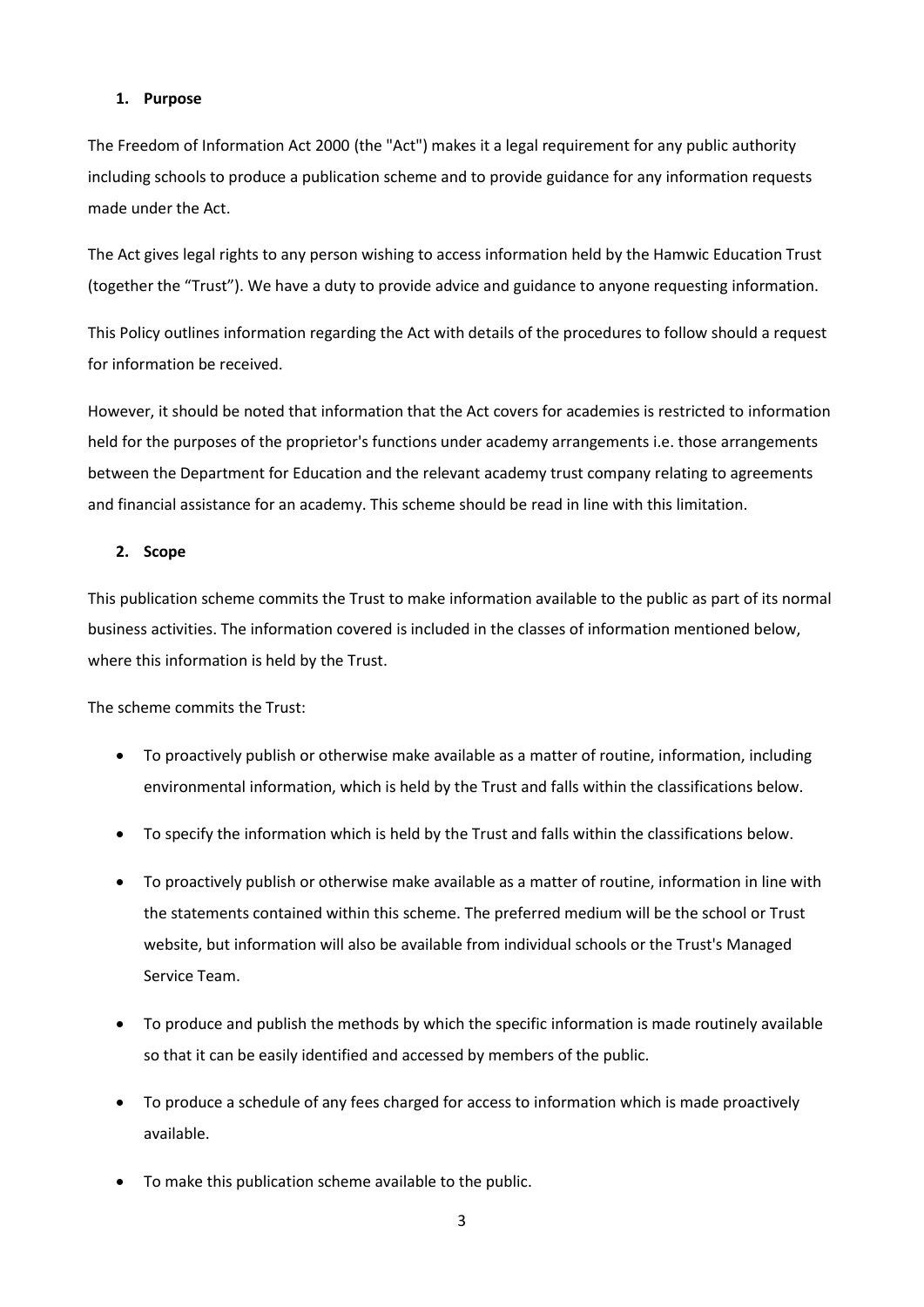## 1. Purpose

The Freedom of Information Act 2000 (the "Act") makes it a legal requirement for any public authority including schools to produce a publication scheme and to provide guidance for any information requests made under the Act.

The Act gives legal rights to any person wishing to access information held by the Hamwic Education Trust (together the "Trust"). We have a duty to provide advice and guidance to anyone requesting information.

This Policy outlines information regarding the Act with details of the procedures to follow should a request for information be received.

However, it should be noted that information that the Act covers for academies is restricted to information held for the purposes of the proprietor's functions under academy arrangements i.e. those arrangements between the Department for Education and the relevant academy trust company relating to agreements and financial assistance for an academy. This scheme should be read in line with this limitation.

## 2. Scope

This publication scheme commits the Trust to make information available to the public as part of its normal business activities. The information covered is included in the classes of information mentioned below, where this information is held by the Trust.

The scheme commits the Trust:

- To proactively publish or otherwise make available as a matter of routine, information, including environmental information, which is held by the Trust and falls within the classifications below.
- To specify the information which is held by the Trust and falls within the classifications below.
- To proactively publish or otherwise make available as a matter of routine, information in line with the statements contained within this scheme. The preferred medium will be the school or Trust website, but information will also be available from individual schools or the Trust's Managed Service Team.
- To produce and publish the methods by which the specific information is made routinely available so that it can be easily identified and accessed by members of the public.
- To produce a schedule of any fees charged for access to information which is made proactively available.
- To make this publication scheme available to the public.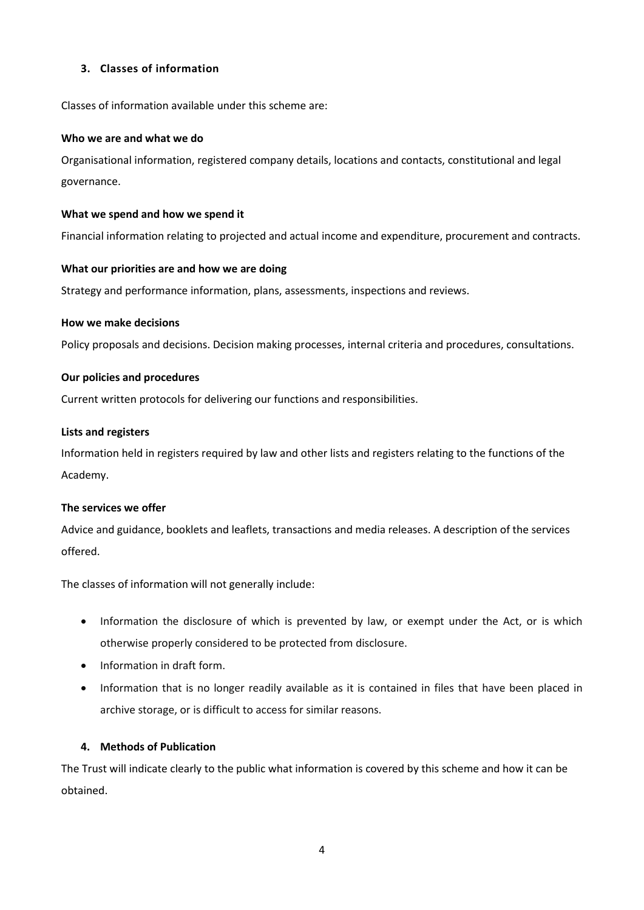## 3. Classes of information

Classes of information available under this scheme are:

**Who we are and what we do**

Organisational information, registered company details, locations and contacts, constitutional and legal governance.

**What we spend and how we spend it**

Financial information relating to projected and actual income and expenditure, procurement and contracts.

**What our priorities are and how we are doing**

Strategy and performance information, plans, assessments, inspections and reviews.

**How we make decisions**

Policy proposals and decisions. Decision making processes, internal criteria and procedures, consultations.

**Our policies and procedures**

Current written protocols for delivering our functions and responsibilities.

**Lists and registers**

Information held in registers required by law and other lists and registers relating to the functions of the Academy.

**The services we offer**

Advice and guidance, booklets and leaflets, transactions and media releases. A description of the services offered.

The classes of information will not generally include:

- Information the disclosure of which is prevented by law, or exempt under the Act, or is which otherwise properly considered to be protected from disclosure.
- Information in draft form.
- Information that is no longer readily available as it is contained in files that have been placed in archive storage, or is difficult to access for similar reasons.

## 4. Methods of Publication

The Trust will indicate clearly to the public what information is covered by this scheme and how it can be obtained.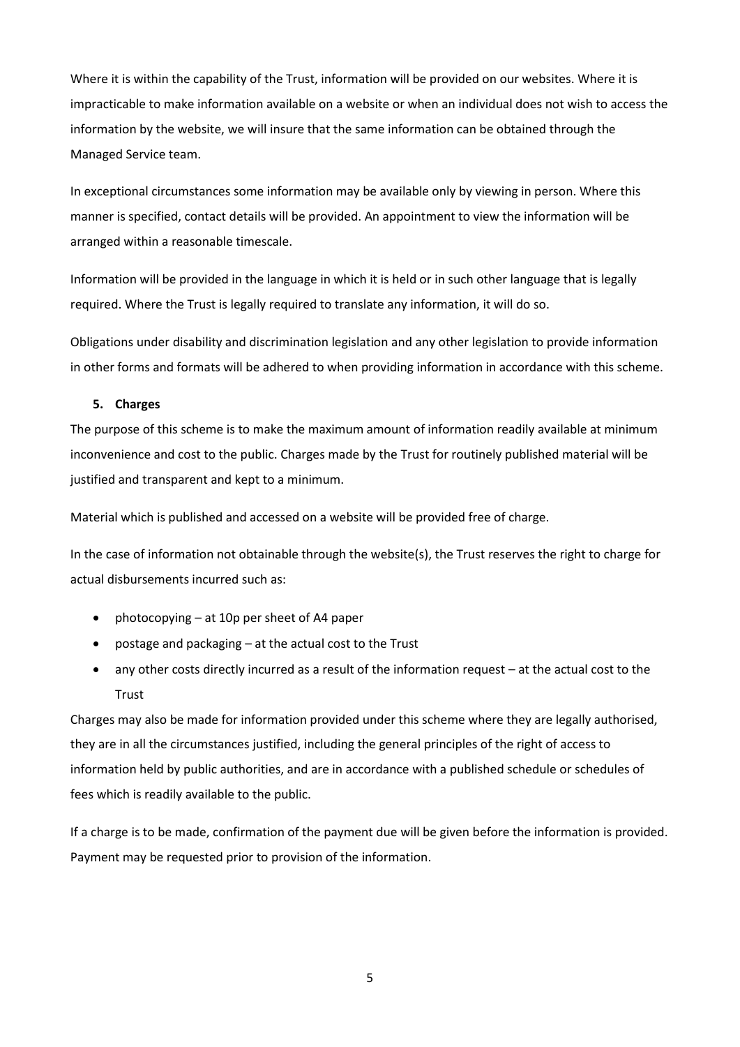Where it is within the capability of the Trust, information will be provided on our websites. Where it is impracticable to make information available on a website or when an individual does not wish to access the information by the website, we will insure that the same information can be obtained through the Managed Service team.

In exceptional circumstances some information may be available only by viewing in person. Where this manner is specified, contact details will be provided. An appointment to view the information will be arranged within a reasonable timescale.

Information will be provided in the language in which it is held or in such other language that is legally required. Where the Trust is legally required to translate any information, it will do so.

Obligations under disability and discrimination legislation and any other legislation to provide information in other forms and formats will be adhered to when providing information in accordance with this scheme.

## 5. Charges

The purpose of this scheme is to make the maximum amount of information readily available at minimum inconvenience and cost to the public. Charges made by the Trust for routinely published material will be justified and transparent and kept to a minimum.

Material which is published and accessed on a website will be provided free of charge.

In the case of information not obtainable through the website(s), the Trust reserves the right to charge for actual disbursements incurred such as:

- photocopying – at 10p per sheet of A4 paper
- postage and packaging – at the actual cost to the Trust
- any other costs directly incurred as a result of the information request – at the actual cost to the Trust

Charges may also be made for information provided under this scheme where they are legally authorised, they are in all the circumstances justified, including the general principles of the right of access to information held by public authorities, and are in accordance with a published schedule or schedules of fees which is readily available to the public.

If a charge is to be made, confirmation of the payment due will be given before the information is provided. Payment may be requested prior to provision of the information.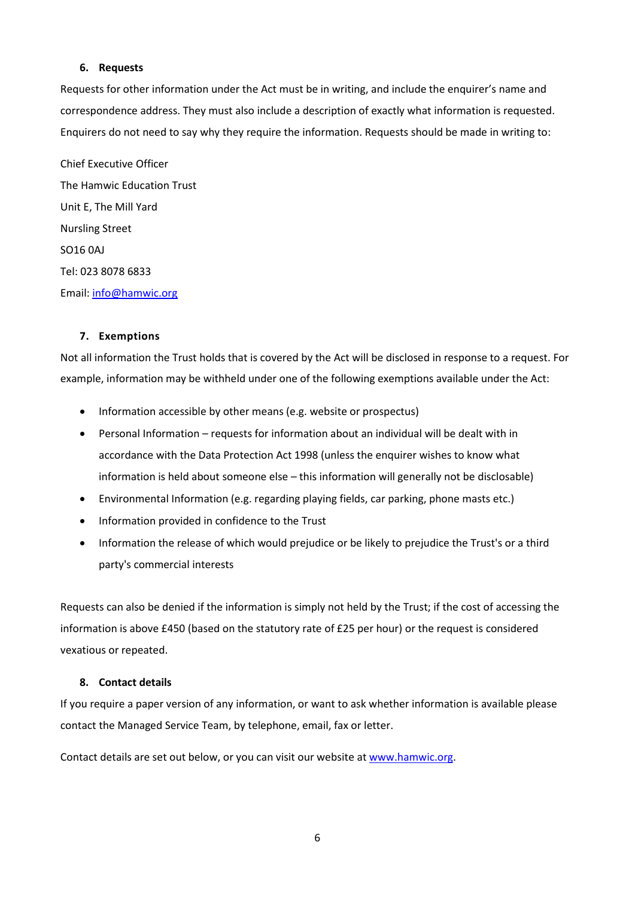## 6. Requests

Requests for other information under the Act must be in writing, and include the enquirer's name and correspondence address. They must also include a description of exactly what information is requested. Enquirers do not need to say why they require the information. Requests should be made in writing to:

Chief Executive Officer
The Hamwic Education Trust
Unit E, The Mill Yard
Nursling Street
SO16 0AJ
Tel: 023 8078 6833
Email: info@hamwic.org

## 7. Exemptions

Not all information the Trust holds that is covered by the Act will be disclosed in response to a request. For example, information may be withheld under one of the following exemptions available under the Act:

- Information accessible by other means (e.g. website or prospectus)
- Personal Information – requests for information about an individual will be dealt with in accordance with the Data Protection Act 1998 (unless the enquirer wishes to know what information is held about someone else – this information will generally not be disclosable)
- Environmental Information (e.g. regarding playing fields, car parking, phone masts etc.)
- Information provided in confidence to the Trust
- Information the release of which would prejudice or be likely to prejudice the Trust's or a third party's commercial interests

Requests can also be denied if the information is simply not held by the Trust; if the cost of accessing the information is above £450 (based on the statutory rate of £25 per hour) or the request is considered vexatious or repeated.

## 8. Contact details

If you require a paper version of any information, or want to ask whether information is available please contact the Managed Service Team, by telephone, email, fax or letter.

Contact details are set out below, or you can visit our website at www.hamwic.org.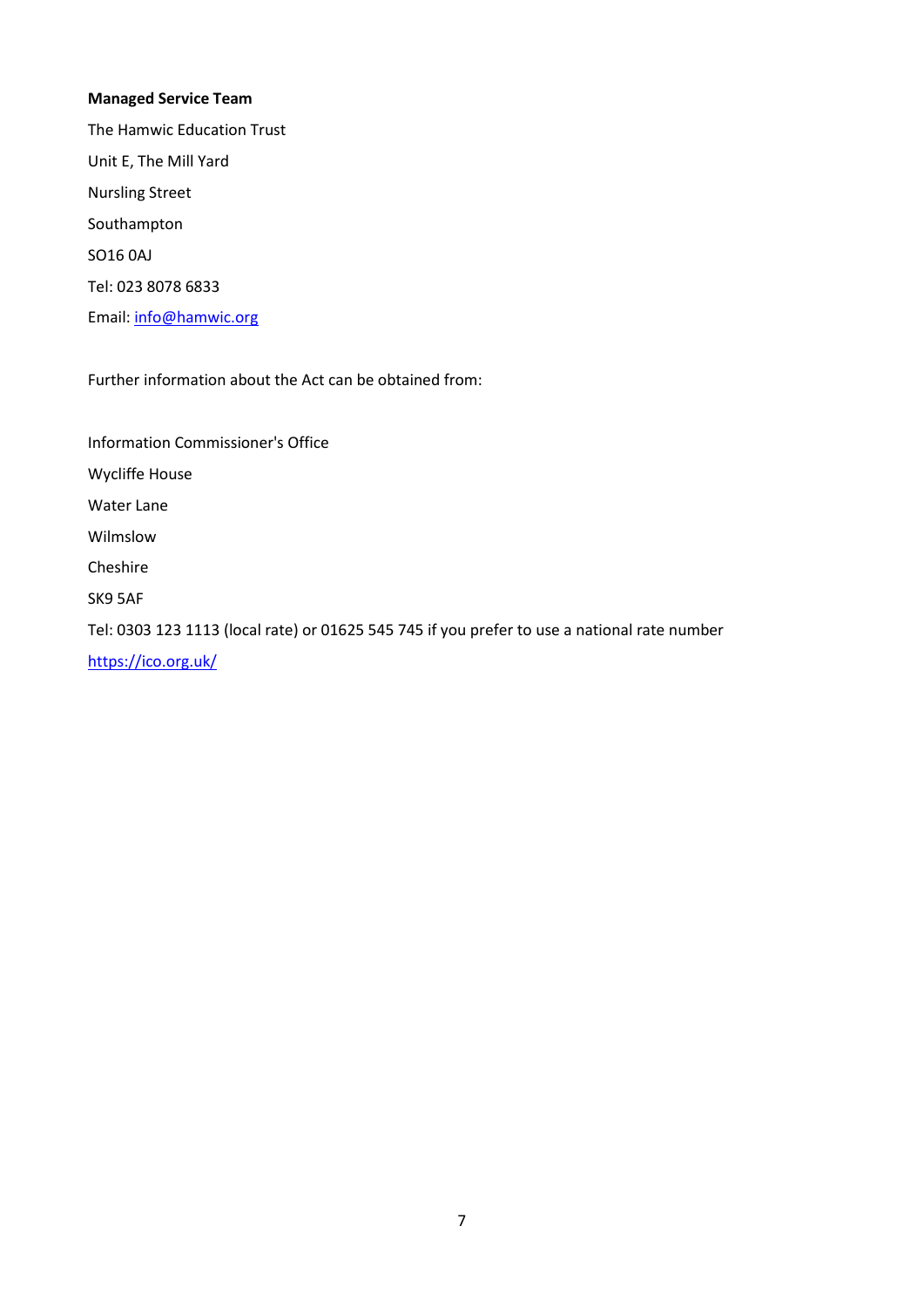**Managed Service Team**

The Hamwic Education Trust

Unit E, The Mill Yard

Nursling Street

Southampton

SO16 0AJ

Tel: 023 8078 6833

Email: [info@hamwic.org](mailto:info@hamwic.org)

Further information about the Act can be obtained from:

Information Commissioner's Office

Wycliffe House

Water Lane

Wilmslow

Cheshire

SK9 5AF

Tel: 0303 123 1113 (local rate) or 01625 545 745 if you prefer to use a national rate number

[https://ico.org.uk/](https://ico.org.uk/)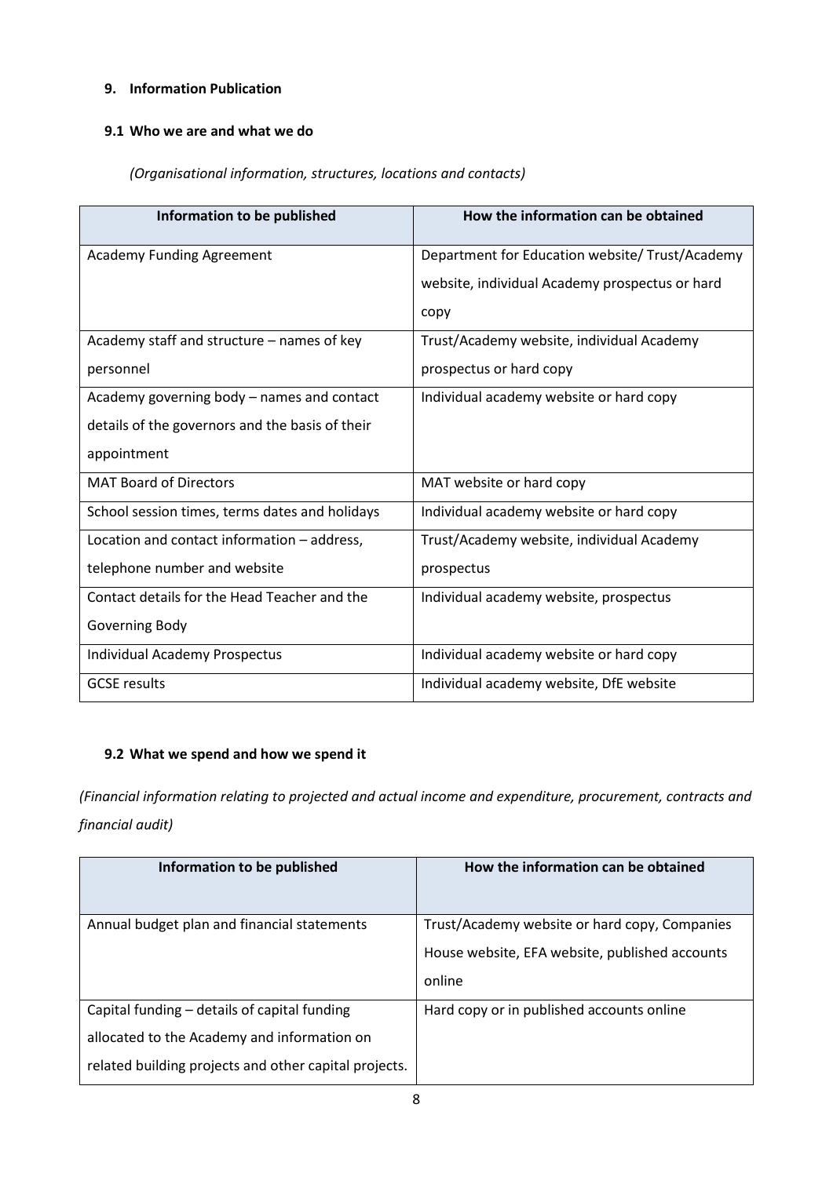## 9. Information Publication

### 9.1 Who we are and what we do

*(Organisational information, structures, locations and contacts)*

| Information to be published | How the information can be obtained |
|---|---|
| Academy Funding Agreement | Department for Education website/ Trust/Academy website, individual Academy prospectus or hard copy |
| Academy staff and structure – names of key personnel | Trust/Academy website, individual Academy prospectus or hard copy |
| Academy governing body – names and contact details of the governors and the basis of their appointment | Individual academy website or hard copy |
| MAT Board of Directors | MAT website or hard copy |
| School session times, terms dates and holidays | Individual academy website or hard copy |
| Location and contact information – address, telephone number and website | Trust/Academy website, individual Academy prospectus |
| Contact details for the Head Teacher and the Governing Body | Individual academy website, prospectus |
| Individual Academy Prospectus | Individual academy website or hard copy |
| GCSE results | Individual academy website, DfE website |

### 9.2 What we spend and how we spend it

*(Financial information relating to projected and actual income and expenditure, procurement, contracts and financial audit)*

| Information to be published | How the information can be obtained |
|---|---|
| Annual budget plan and financial statements | Trust/Academy website or hard copy, Companies House website, EFA website, published accounts online |
| Capital funding – details of capital funding allocated to the Academy and information on related building projects and other capital projects. | Hard copy or in published accounts online |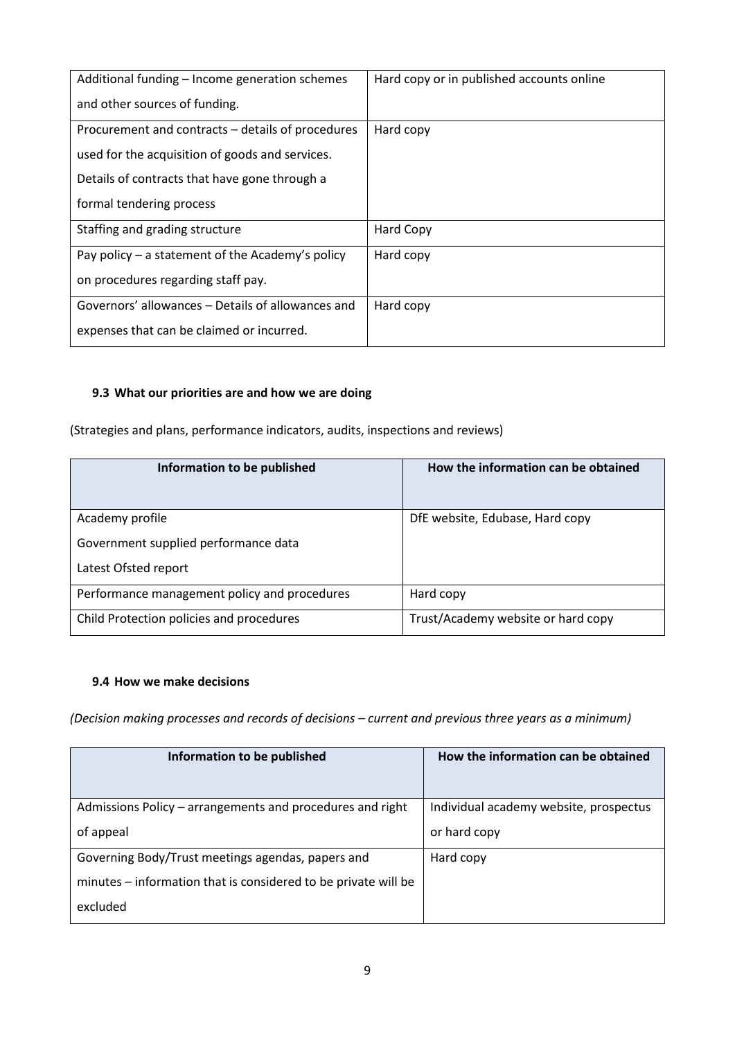| Additional funding – Income generation schemes and other sources of funding. | Hard copy or in published accounts online |
|---|---|
| Procurement and contracts – details of procedures used for the acquisition of goods and services. Details of contracts that have gone through a formal tendering process | Hard copy |
| Staffing and grading structure | Hard Copy |
| Pay policy – a statement of the Academy's policy on procedures regarding staff pay. | Hard copy |
| Governors' allowances – Details of allowances and expenses that can be claimed or incurred. | Hard copy |

### 9.3 What our priorities are and how we are doing

(Strategies and plans, performance indicators, audits, inspections and reviews)

| Information to be published | How the information can be obtained |
|---|---|
| Academy profile<br>Government supplied performance data<br>Latest Ofsted report | DfE website, Edubase, Hard copy |
| Performance management policy and procedures | Hard copy |
| Child Protection policies and procedures | Trust/Academy website or hard copy |

### 9.4 How we make decisions

*(Decision making processes and records of decisions – current and previous three years as a minimum)*

| Information to be published | How the information can be obtained |
|---|---|
| Admissions Policy – arrangements and procedures and right of appeal | Individual academy website, prospectus or hard copy |
| Governing Body/Trust meetings agendas, papers and minutes – information that is considered to be private will be excluded | Hard copy |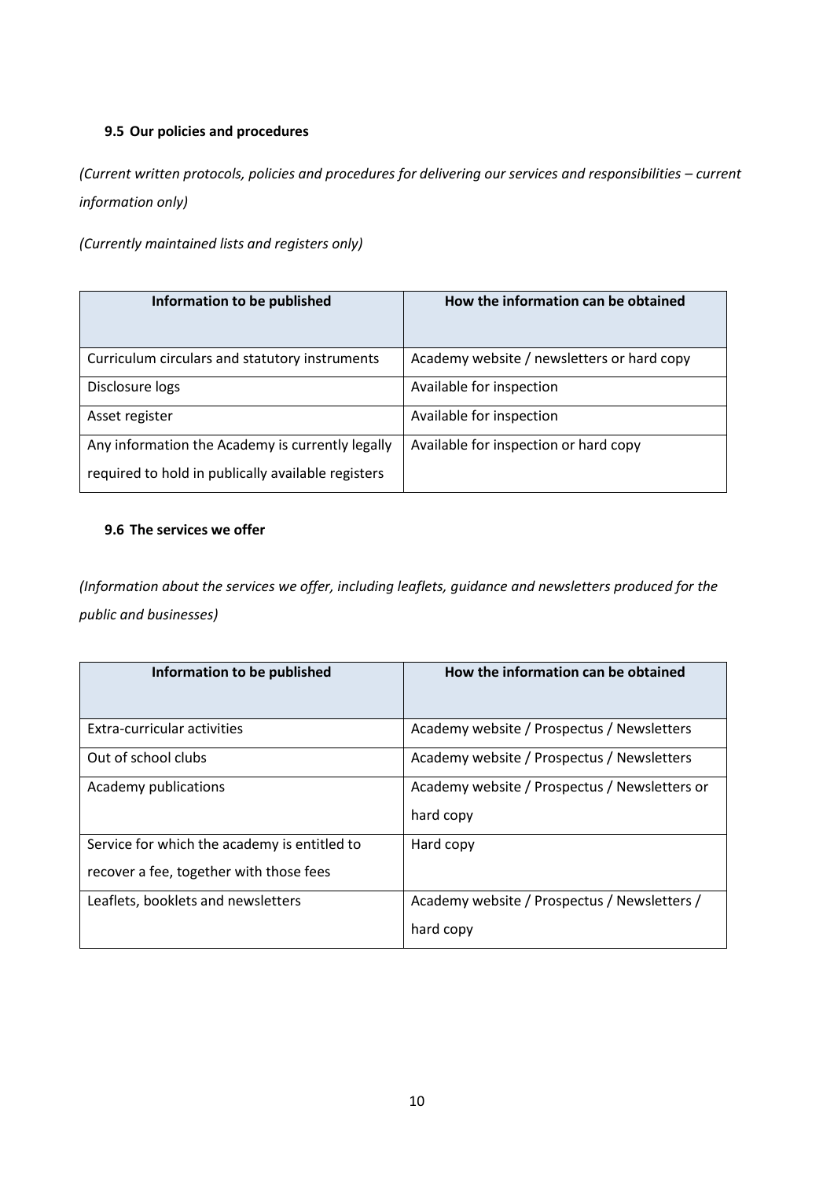### 9.5 Our policies and procedures

*(Current written protocols, policies and procedures for delivering our services and responsibilities – current information only)*

*(Currently maintained lists and registers only)*

| Information to be published | How the information can be obtained |
|---|---|
| Curriculum circulars and statutory instruments | Academy website / newsletters or hard copy |
| Disclosure logs | Available for inspection |
| Asset register | Available for inspection |
| Any information the Academy is currently legally required to hold in publically available registers | Available for inspection or hard copy |

### 9.6 The services we offer

*(Information about the services we offer, including leaflets, guidance and newsletters produced for the public and businesses)*

| Information to be published | How the information can be obtained |
|---|---|
| Extra-curricular activities | Academy website / Prospectus / Newsletters |
| Out of school clubs | Academy website / Prospectus / Newsletters |
| Academy publications | Academy website / Prospectus / Newsletters or hard copy |
| Service for which the academy is entitled to recover a fee, together with those fees | Hard copy |
| Leaflets, booklets and newsletters | Academy website / Prospectus / Newsletters / hard copy |